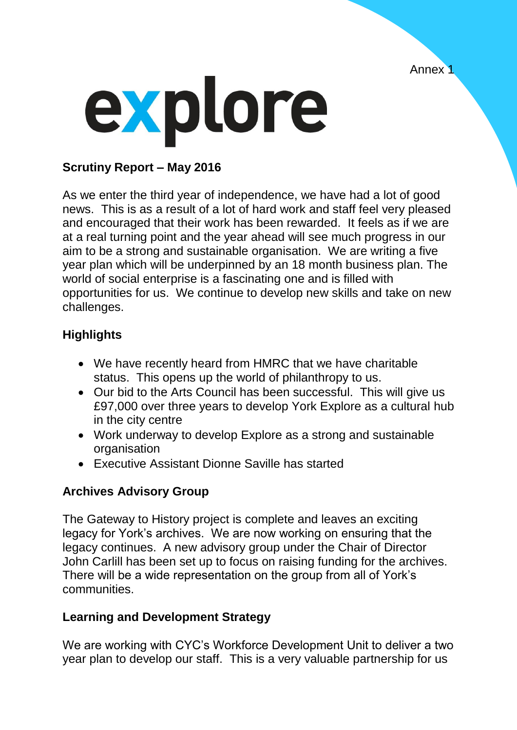Annex 1

# explore

## Scrutiny Report – May 2016

As we enter the third year of independence, we have had a lot of good news. This is as a result of a lot of hard work and staff feel very pleased and encouraged that their work has been rewarded. It feels as if we are at a real turning point and the year ahead will see much progress in our aim to be a strong and sustainable organisation. We are writing a five year plan which will be underpinned by an 18 month business plan. The world of social enterprise is a fascinating one and is filled with opportunities for us. We continue to develop new skills and take on new challenges.

### Highlights

- We have recently heard from HMRC that we have charitable status. This opens up the world of philanthropy to us.
- Our bid to the Arts Council has been successful. This will give us £97,000 over three years to develop York Explore as a cultural hub in the city centre
- Work underway to develop Explore as a strong and sustainable organisation
- Executive Assistant Dionne Saville has started

### Archives Advisory Group

The Gateway to History project is complete and leaves an exciting legacy for York's archives. We are now working on ensuring that the legacy continues. A new advisory group under the Chair of Director John Carlill has been set up to focus on raising funding for the archives. There will be a wide representation on the group from all of York's communities.

### Learning and Development Strategy

We are working with CYC's Workforce Development Unit to deliver a two year plan to develop our staff. This is a very valuable partnership for us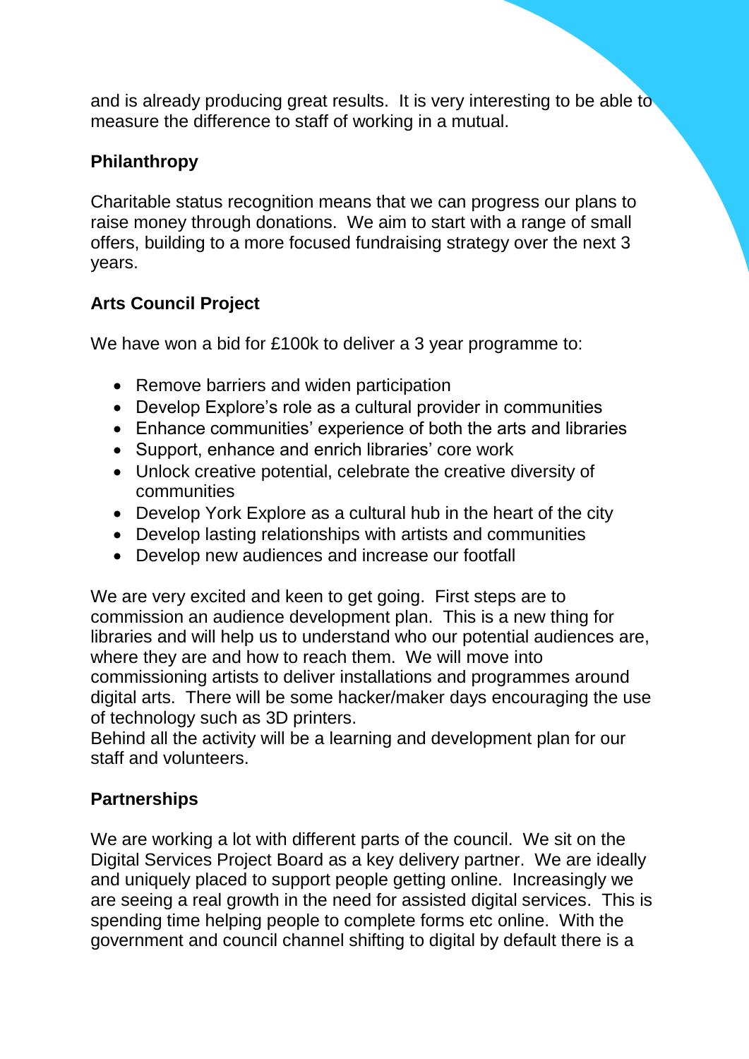and is already producing great results. It is very interesting to be able to measure the difference to staff of working in a mutual.

## Philanthropy

Charitable status recognition means that we can progress our plans to raise money through donations. We aim to start with a range of small offers, building to a more focused fundraising strategy over the next 3 years.

## Arts Council Project

We have won a bid for £100k to deliver a 3 year programme to:

- Remove barriers and widen participation
- Develop Explore's role as a cultural provider in communities
- Enhance communities' experience of both the arts and libraries
- Support, enhance and enrich libraries' core work
- Unlock creative potential, celebrate the creative diversity of communities
- Develop York Explore as a cultural hub in the heart of the city
- Develop lasting relationships with artists and communities
- Develop new audiences and increase our footfall

We are very excited and keen to get going. First steps are to commission an audience development plan. This is a new thing for libraries and will help us to understand who our potential audiences are, where they are and how to reach them. We will move into commissioning artists to deliver installations and programmes around digital arts. There will be some hacker/maker days encouraging the use of technology such as 3D printers.
Behind all the activity will be a learning and development plan for our staff and volunteers.

## Partnerships

We are working a lot with different parts of the council. We sit on the Digital Services Project Board as a key delivery partner. We are ideally and uniquely placed to support people getting online. Increasingly we are seeing a real growth in the need for assisted digital services. This is spending time helping people to complete forms etc online. With the government and council channel shifting to digital by default there is a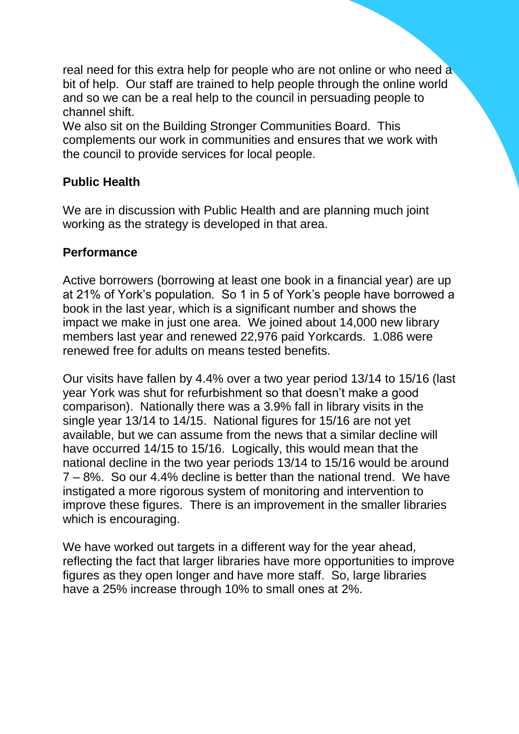real need for this extra help for people who are not online or who need a bit of help. Our staff are trained to help people through the online world and so we can be a real help to the council in persuading people to channel shift.

We also sit on the Building Stronger Communities Board. This complements our work in communities and ensures that we work with the council to provide services for local people.

**Public Health**

We are in discussion with Public Health and are planning much joint working as the strategy is developed in that area.

**Performance**

Active borrowers (borrowing at least one book in a financial year) are up at 21% of York's population. So 1 in 5 of York's people have borrowed a book in the last year, which is a significant number and shows the impact we make in just one area. We joined about 14,000 new library members last year and renewed 22,976 paid Yorkcards. 1.086 were renewed free for adults on means tested benefits.

Our visits have fallen by 4.4% over a two year period 13/14 to 15/16 (last year York was shut for refurbishment so that doesn't make a good comparison). Nationally there was a 3.9% fall in library visits in the single year 13/14 to 14/15. National figures for 15/16 are not yet available, but we can assume from the news that a similar decline will have occurred 14/15 to 15/16. Logically, this would mean that the national decline in the two year periods 13/14 to 15/16 would be around 7 – 8%. So our 4.4% decline is better than the national trend. We have instigated a more rigorous system of monitoring and intervention to improve these figures. There is an improvement in the smaller libraries which is encouraging.

We have worked out targets in a different way for the year ahead, reflecting the fact that larger libraries have more opportunities to improve figures as they open longer and have more staff. So, large libraries have a 25% increase through 10% to small ones at 2%.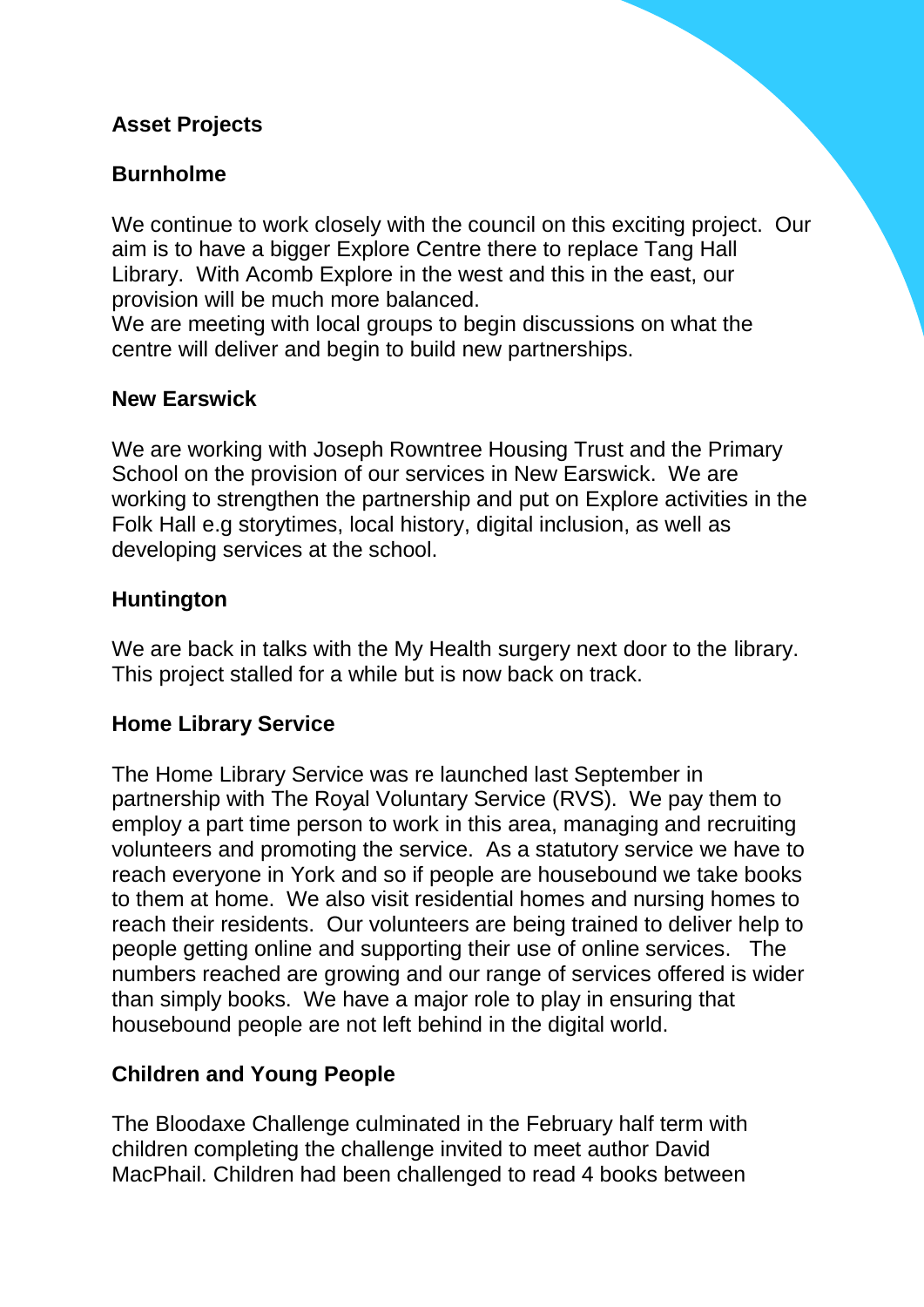## Asset Projects

### Burnholme

We continue to work closely with the council on this exciting project. Our aim is to have a bigger Explore Centre there to replace Tang Hall Library. With Acomb Explore in the west and this in the east, our provision will be much more balanced.
We are meeting with local groups to begin discussions on what the centre will deliver and begin to build new partnerships.

### New Earswick

We are working with Joseph Rowntree Housing Trust and the Primary School on the provision of our services in New Earswick. We are working to strengthen the partnership and put on Explore activities in the Folk Hall e.g storytimes, local history, digital inclusion, as well as developing services at the school.

### Huntington

We are back in talks with the My Health surgery next door to the library. This project stalled for a while but is now back on track.

### Home Library Service

The Home Library Service was re launched last September in partnership with The Royal Voluntary Service (RVS). We pay them to employ a part time person to work in this area, managing and recruiting volunteers and promoting the service. As a statutory service we have to reach everyone in York and so if people are housebound we take books to them at home. We also visit residential homes and nursing homes to reach their residents. Our volunteers are being trained to deliver help to people getting online and supporting their use of online services. The numbers reached are growing and our range of services offered is wider than simply books. We have a major role to play in ensuring that housebound people are not left behind in the digital world.

### Children and Young People

The Bloodaxe Challenge culminated in the February half term with children completing the challenge invited to meet author David MacPhail. Children had been challenged to read 4 books between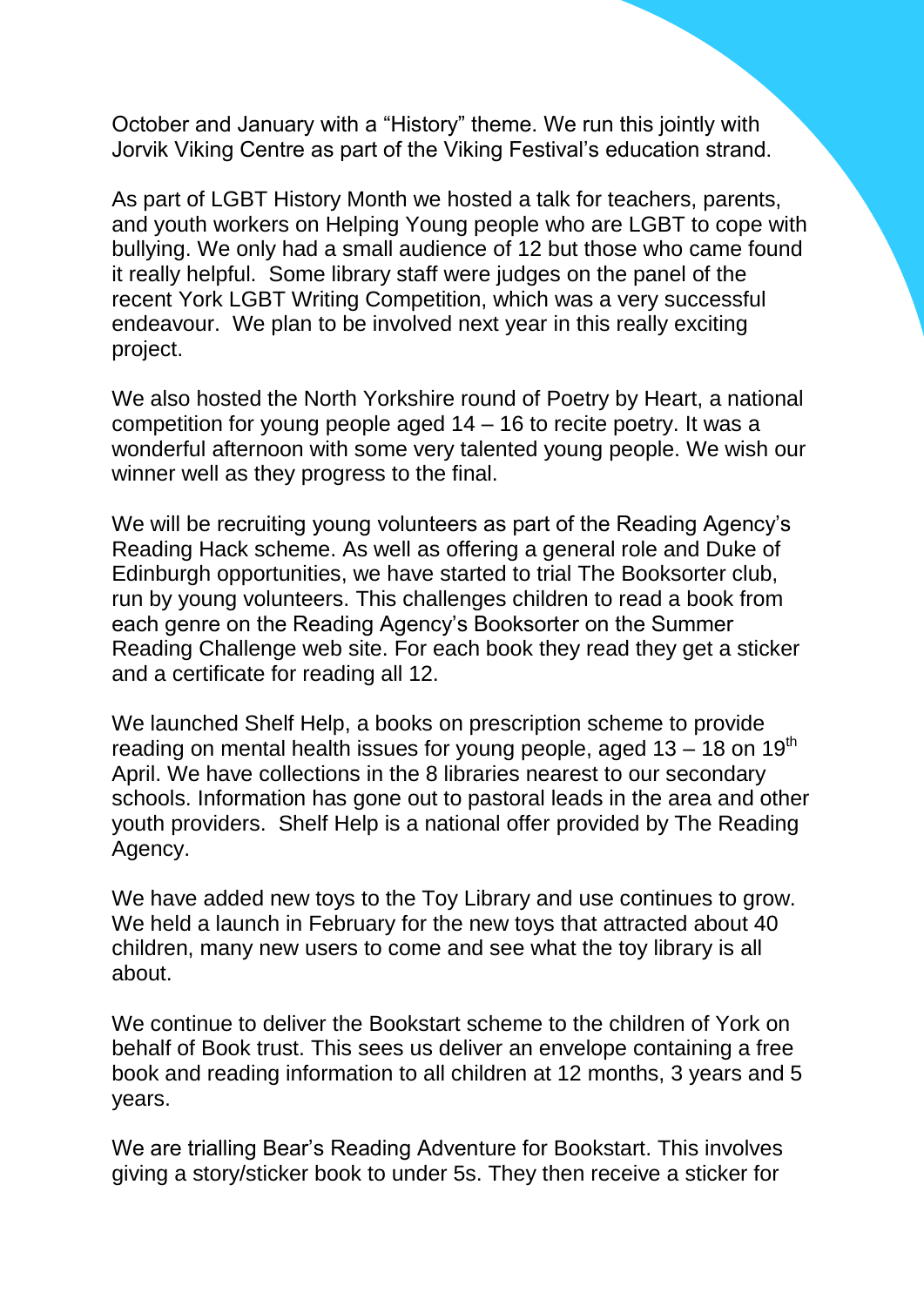October and January with a "History" theme. We run this jointly with Jorvik Viking Centre as part of the Viking Festival's education strand.

As part of LGBT History Month we hosted a talk for teachers, parents, and youth workers on Helping Young people who are LGBT to cope with bullying. We only had a small audience of 12 but those who came found it really helpful. Some library staff were judges on the panel of the recent York LGBT Writing Competition, which was a very successful endeavour. We plan to be involved next year in this really exciting project.

We also hosted the North Yorkshire round of Poetry by Heart, a national competition for young people aged 14 – 16 to recite poetry. It was a wonderful afternoon with some very talented young people. We wish our winner well as they progress to the final.

We will be recruiting young volunteers as part of the Reading Agency's Reading Hack scheme. As well as offering a general role and Duke of Edinburgh opportunities, we have started to trial The Booksorter club, run by young volunteers. This challenges children to read a book from each genre on the Reading Agency's Booksorter on the Summer Reading Challenge web site. For each book they read they get a sticker and a certificate for reading all 12.

We launched Shelf Help, a books on prescription scheme to provide reading on mental health issues for young people, aged 13 – 18 on 19th April. We have collections in the 8 libraries nearest to our secondary schools. Information has gone out to pastoral leads in the area and other youth providers. Shelf Help is a national offer provided by The Reading Agency.

We have added new toys to the Toy Library and use continues to grow. We held a launch in February for the new toys that attracted about 40 children, many new users to come and see what the toy library is all about.

We continue to deliver the Bookstart scheme to the children of York on behalf of Book trust. This sees us deliver an envelope containing a free book and reading information to all children at 12 months, 3 years and 5 years.

We are trialling Bear's Reading Adventure for Bookstart. This involves giving a story/sticker book to under 5s. They then receive a sticker for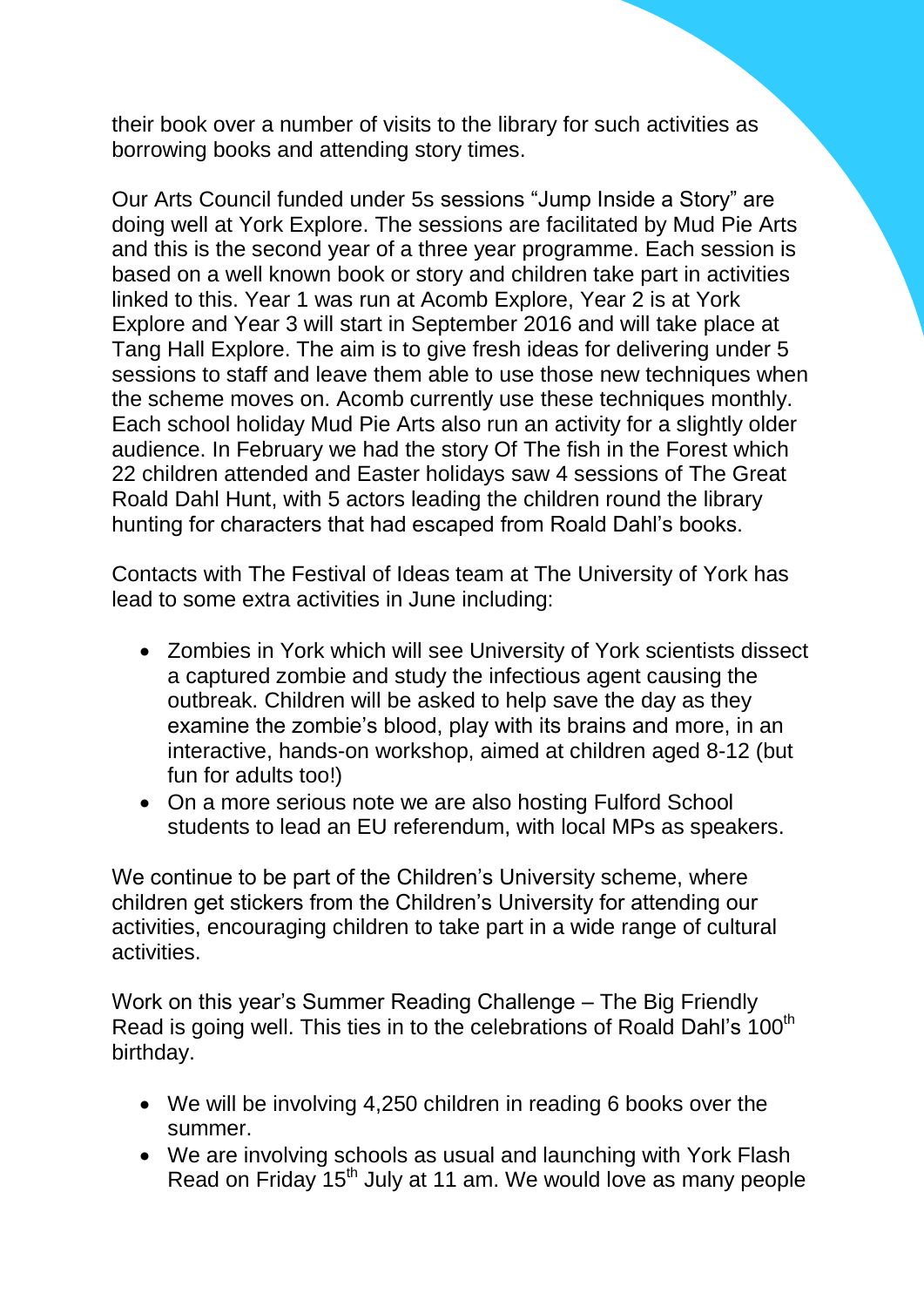their book over a number of visits to the library for such activities as borrowing books and attending story times.

Our Arts Council funded under 5s sessions "Jump Inside a Story" are doing well at York Explore. The sessions are facilitated by Mud Pie Arts and this is the second year of a three year programme. Each session is based on a well known book or story and children take part in activities linked to this. Year 1 was run at Acomb Explore, Year 2 is at York Explore and Year 3 will start in September 2016 and will take place at Tang Hall Explore. The aim is to give fresh ideas for delivering under 5 sessions to staff and leave them able to use those new techniques when the scheme moves on. Acomb currently use these techniques monthly. Each school holiday Mud Pie Arts also run an activity for a slightly older audience. In February we had the story Of The fish in the Forest which 22 children attended and Easter holidays saw 4 sessions of The Great Roald Dahl Hunt, with 5 actors leading the children round the library hunting for characters that had escaped from Roald Dahl's books.

Contacts with The Festival of Ideas team at The University of York has lead to some extra activities in June including:

- Zombies in York which will see University of York scientists dissect a captured zombie and study the infectious agent causing the outbreak. Children will be asked to help save the day as they examine the zombie's blood, play with its brains and more, in an interactive, hands-on workshop, aimed at children aged 8-12 (but fun for adults too!)
- On a more serious note we are also hosting Fulford School students to lead an EU referendum, with local MPs as speakers.

We continue to be part of the Children's University scheme, where children get stickers from the Children's University for attending our activities, encouraging children to take part in a wide range of cultural activities.

Work on this year's Summer Reading Challenge – The Big Friendly Read is going well. This ties in to the celebrations of Roald Dahl's 100th birthday.

- We will be involving 4,250 children in reading 6 books over the summer.
- We are involving schools as usual and launching with York Flash Read on Friday 15th July at 11 am. We would love as many people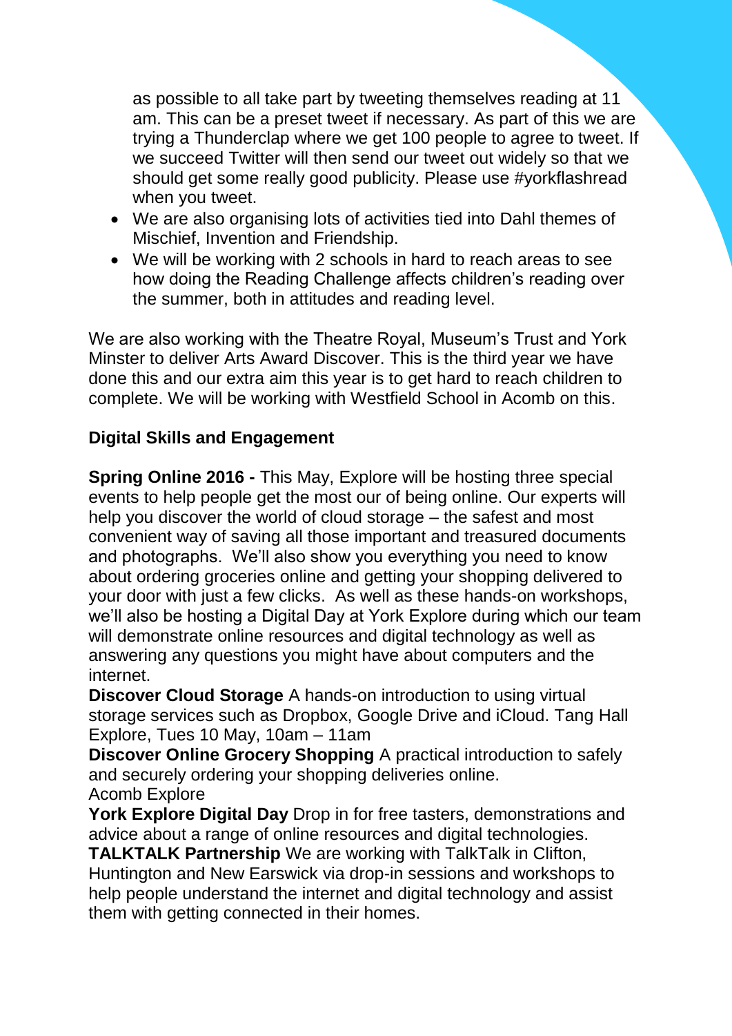as possible to all take part by tweeting themselves reading at 11 am. This can be a preset tweet if necessary. As part of this we are trying a Thunderclap where we get 100 people to agree to tweet. If we succeed Twitter will then send our tweet out widely so that we should get some really good publicity. Please use #yorkflashread when you tweet.

- We are also organising lots of activities tied into Dahl themes of Mischief, Invention and Friendship.
- We will be working with 2 schools in hard to reach areas to see how doing the Reading Challenge affects children's reading over the summer, both in attitudes and reading level.

We are also working with the Theatre Royal, Museum's Trust and York Minster to deliver Arts Award Discover. This is the third year we have done this and our extra aim this year is to get hard to reach children to complete. We will be working with Westfield School in Acomb on this.

**Digital Skills and Engagement**

**Spring Online 2016 -** This May, Explore will be hosting three special events to help people get the most our of being online. Our experts will help you discover the world of cloud storage – the safest and most convenient way of saving all those important and treasured documents and photographs. We'll also show you everything you need to know about ordering groceries online and getting your shopping delivered to your door with just a few clicks. As well as these hands-on workshops, we'll also be hosting a Digital Day at York Explore during which our team will demonstrate online resources and digital technology as well as answering any questions you might have about computers and the internet.

**Discover Cloud Storage** A hands-on introduction to using virtual storage services such as Dropbox, Google Drive and iCloud. Tang Hall Explore, Tues 10 May, 10am – 11am

**Discover Online Grocery Shopping** A practical introduction to safely and securely ordering your shopping deliveries online.
Acomb Explore

**York Explore Digital Day** Drop in for free tasters, demonstrations and advice about a range of online resources and digital technologies.

**TALKTALK Partnership** We are working with TalkTalk in Clifton, Huntington and New Earswick via drop-in sessions and workshops to help people understand the internet and digital technology and assist them with getting connected in their homes.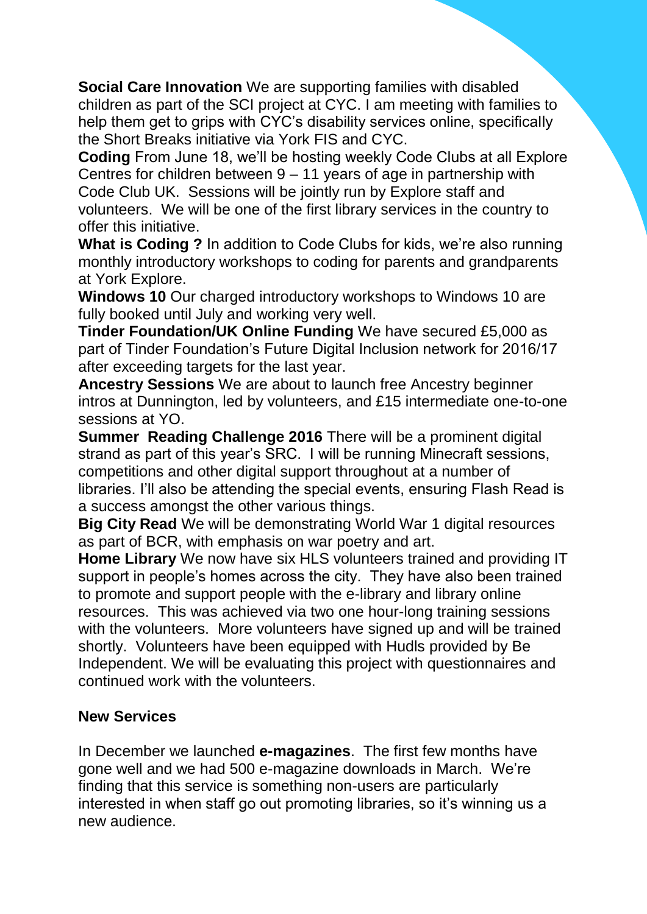**Social Care Innovation** We are supporting families with disabled children as part of the SCI project at CYC. I am meeting with families to help them get to grips with CYC's disability services online, specifically the Short Breaks initiative via York FIS and CYC.

**Coding** From June 18, we'll be hosting weekly Code Clubs at all Explore Centres for children between 9 – 11 years of age in partnership with Code Club UK. Sessions will be jointly run by Explore staff and volunteers. We will be one of the first library services in the country to offer this initiative.

**What is Coding ?** In addition to Code Clubs for kids, we're also running monthly introductory workshops to coding for parents and grandparents at York Explore.

**Windows 10** Our charged introductory workshops to Windows 10 are fully booked until July and working very well.

**Tinder Foundation/UK Online Funding** We have secured £5,000 as part of Tinder Foundation's Future Digital Inclusion network for 2016/17 after exceeding targets for the last year.

**Ancestry Sessions** We are about to launch free Ancestry beginner intros at Dunnington, led by volunteers, and £15 intermediate one-to-one sessions at YO.

**Summer Reading Challenge 2016** There will be a prominent digital strand as part of this year's SRC. I will be running Minecraft sessions, competitions and other digital support throughout at a number of libraries. I'll also be attending the special events, ensuring Flash Read is a success amongst the other various things.

**Big City Read** We will be demonstrating World War 1 digital resources as part of BCR, with emphasis on war poetry and art.

**Home Library** We now have six HLS volunteers trained and providing IT support in people's homes across the city. They have also been trained to promote and support people with the e-library and library online resources. This was achieved via two one hour-long training sessions with the volunteers. More volunteers have signed up and will be trained shortly. Volunteers have been equipped with Hudls provided by Be Independent. We will be evaluating this project with questionnaires and continued work with the volunteers.

**New Services**

In December we launched **e-magazines**. The first few months have gone well and we had 500 e-magazine downloads in March. We're finding that this service is something non-users are particularly interested in when staff go out promoting libraries, so it's winning us a new audience.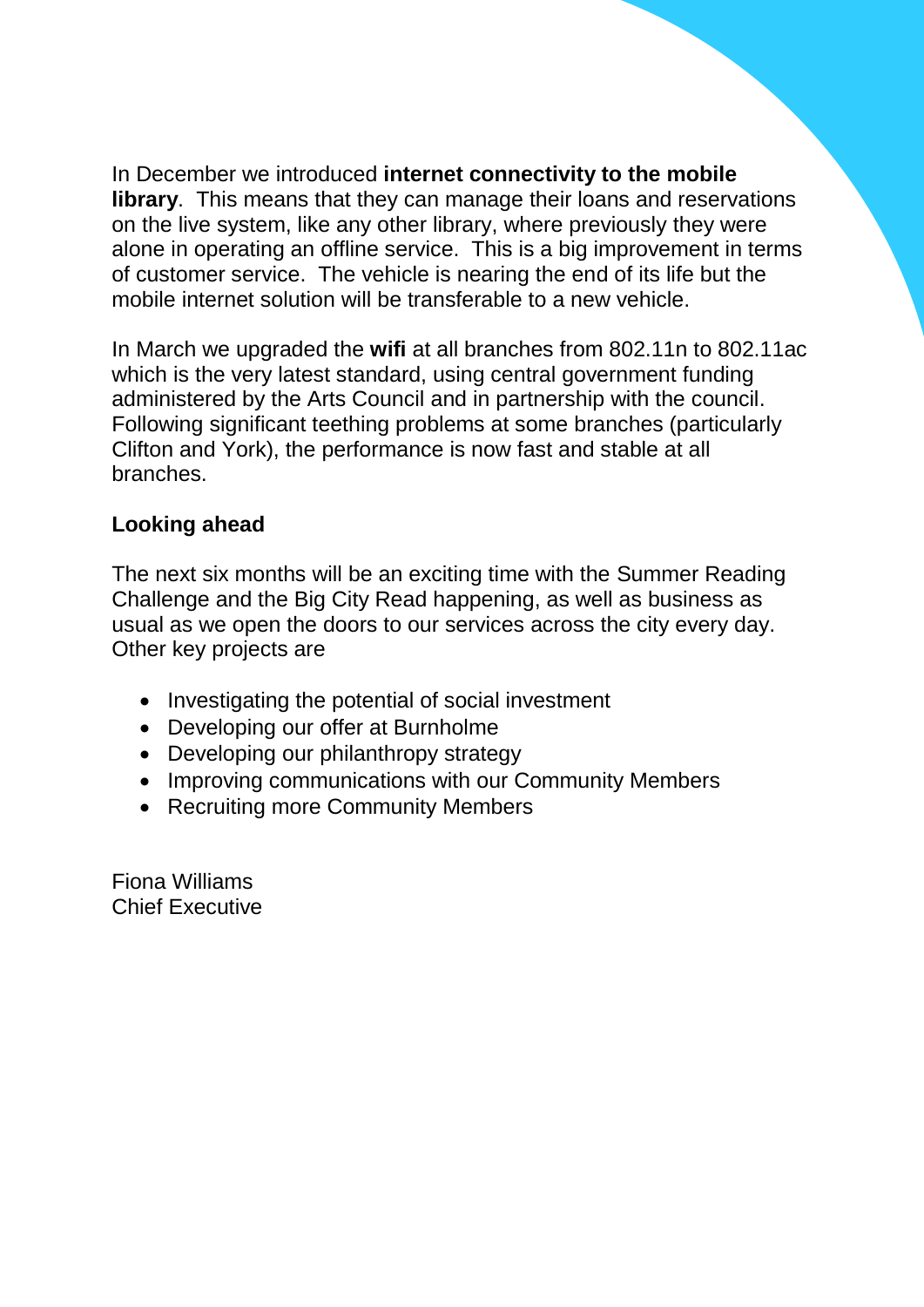In December we introduced **internet connectivity to the mobile library**. This means that they can manage their loans and reservations on the live system, like any other library, where previously they were alone in operating an offline service. This is a big improvement in terms of customer service. The vehicle is nearing the end of its life but the mobile internet solution will be transferable to a new vehicle.

In March we upgraded the **wifi** at all branches from 802.11n to 802.11ac which is the very latest standard, using central government funding administered by the Arts Council and in partnership with the council. Following significant teething problems at some branches (particularly Clifton and York), the performance is now fast and stable at all branches.

**Looking ahead**

The next six months will be an exciting time with the Summer Reading Challenge and the Big City Read happening, as well as business as usual as we open the doors to our services across the city every day. Other key projects are

- Investigating the potential of social investment
- Developing our offer at Burnholme
- Developing our philanthropy strategy
- Improving communications with our Community Members
- Recruiting more Community Members

Fiona Williams
Chief Executive